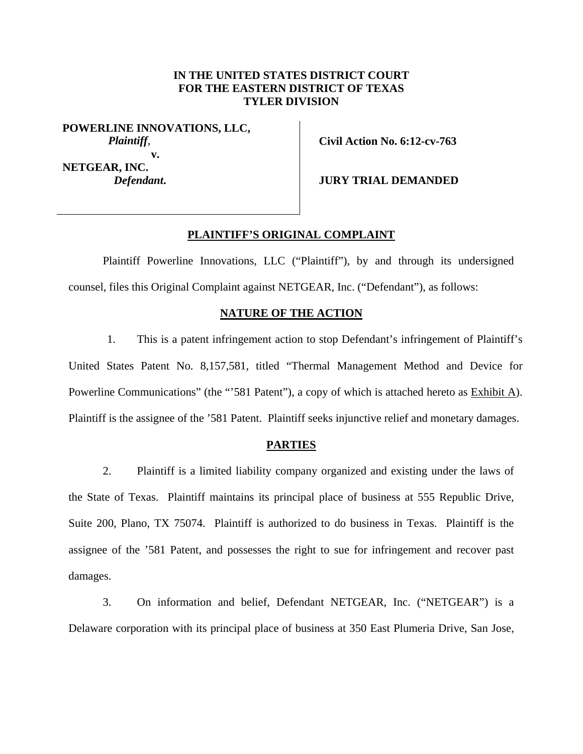**IN THE UNITED STATES DISTRICT COURT**
**FOR THE EASTERN DISTRICT OF TEXAS**
**TYLER DIVISION**

| | |
|---|---|
| **POWERLINE INNOVATIONS, LLC,** *Plaintiff*, **v.** **NETGEAR, INC.** ***Defendant*.** | **Civil Action No. 6:12-cv-763** **JURY TRIAL DEMANDED** |

## PLAINTIFF'S ORIGINAL COMPLAINT

Plaintiff Powerline Innovations, LLC ("Plaintiff"), by and through its undersigned counsel, files this Original Complaint against NETGEAR, Inc. ("Defendant"), as follows:

## NATURE OF THE ACTION

1. This is a patent infringement action to stop Defendant's infringement of Plaintiff's United States Patent No. 8,157,581, titled "Thermal Management Method and Device for Powerline Communications" (the "'581 Patent"), a copy of which is attached hereto as Exhibit A). Plaintiff is the assignee of the '581 Patent. Plaintiff seeks injunctive relief and monetary damages.

## PARTIES

2. Plaintiff is a limited liability company organized and existing under the laws of the State of Texas. Plaintiff maintains its principal place of business at 555 Republic Drive, Suite 200, Plano, TX 75074. Plaintiff is authorized to do business in Texas. Plaintiff is the assignee of the '581 Patent, and possesses the right to sue for infringement and recover past damages.

3. On information and belief, Defendant NETGEAR, Inc. ("NETGEAR") is a Delaware corporation with its principal place of business at 350 East Plumeria Drive, San Jose,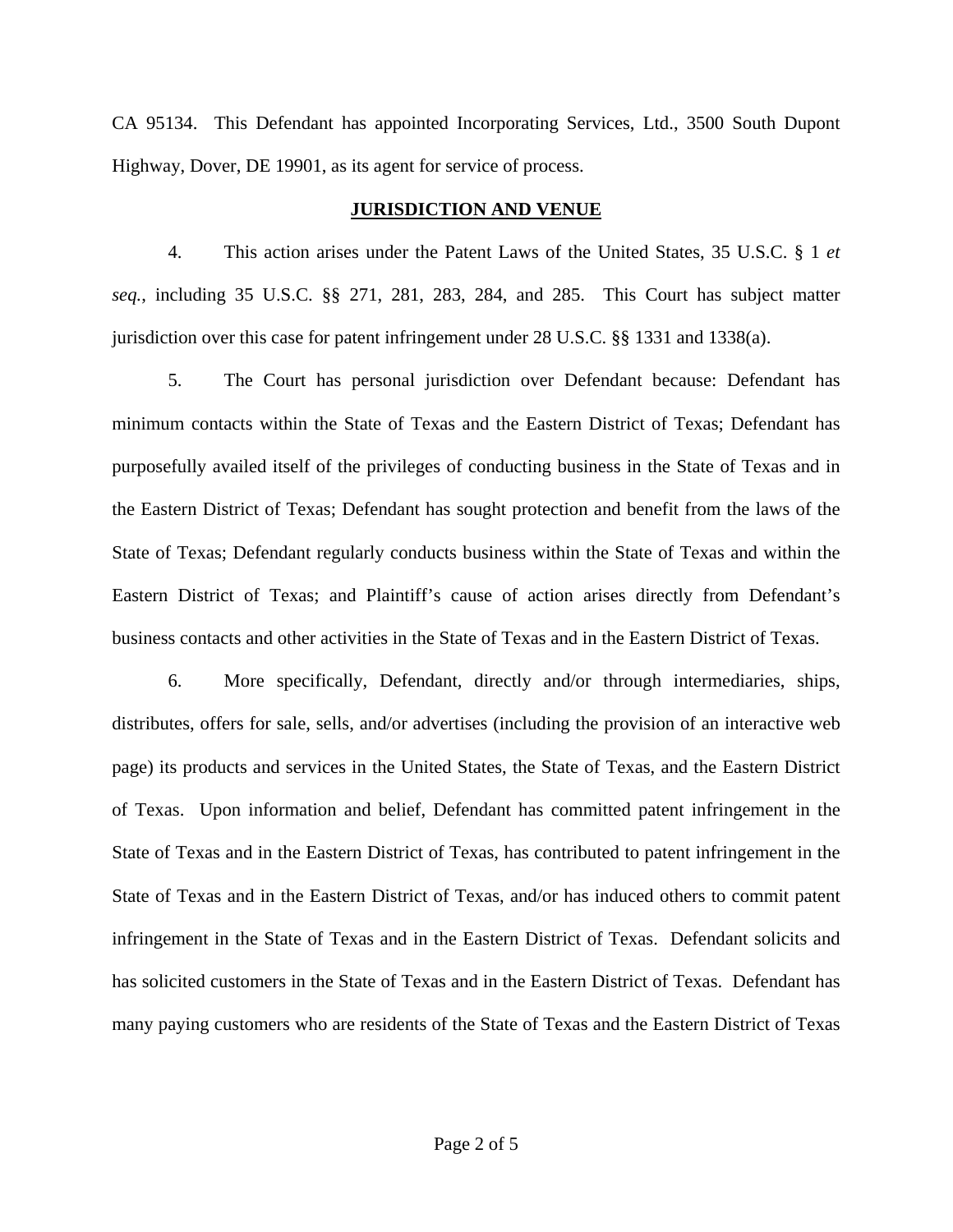CA 95134. This Defendant has appointed Incorporating Services, Ltd., 3500 South Dupont Highway, Dover, DE 19901, as its agent for service of process.

## JURISDICTION AND VENUE

4. This action arises under the Patent Laws of the United States, 35 U.S.C. § 1 *et seq.*, including 35 U.S.C. §§ 271, 281, 283, 284, and 285. This Court has subject matter jurisdiction over this case for patent infringement under 28 U.S.C. §§ 1331 and 1338(a).

5. The Court has personal jurisdiction over Defendant because: Defendant has minimum contacts within the State of Texas and the Eastern District of Texas; Defendant has purposefully availed itself of the privileges of conducting business in the State of Texas and in the Eastern District of Texas; Defendant has sought protection and benefit from the laws of the State of Texas; Defendant regularly conducts business within the State of Texas and within the Eastern District of Texas; and Plaintiff's cause of action arises directly from Defendant's business contacts and other activities in the State of Texas and in the Eastern District of Texas.

6. More specifically, Defendant, directly and/or through intermediaries, ships, distributes, offers for sale, sells, and/or advertises (including the provision of an interactive web page) its products and services in the United States, the State of Texas, and the Eastern District of Texas. Upon information and belief, Defendant has committed patent infringement in the State of Texas and in the Eastern District of Texas, has contributed to patent infringement in the State of Texas and in the Eastern District of Texas, and/or has induced others to commit patent infringement in the State of Texas and in the Eastern District of Texas. Defendant solicits and has solicited customers in the State of Texas and in the Eastern District of Texas. Defendant has many paying customers who are residents of the State of Texas and the Eastern District of Texas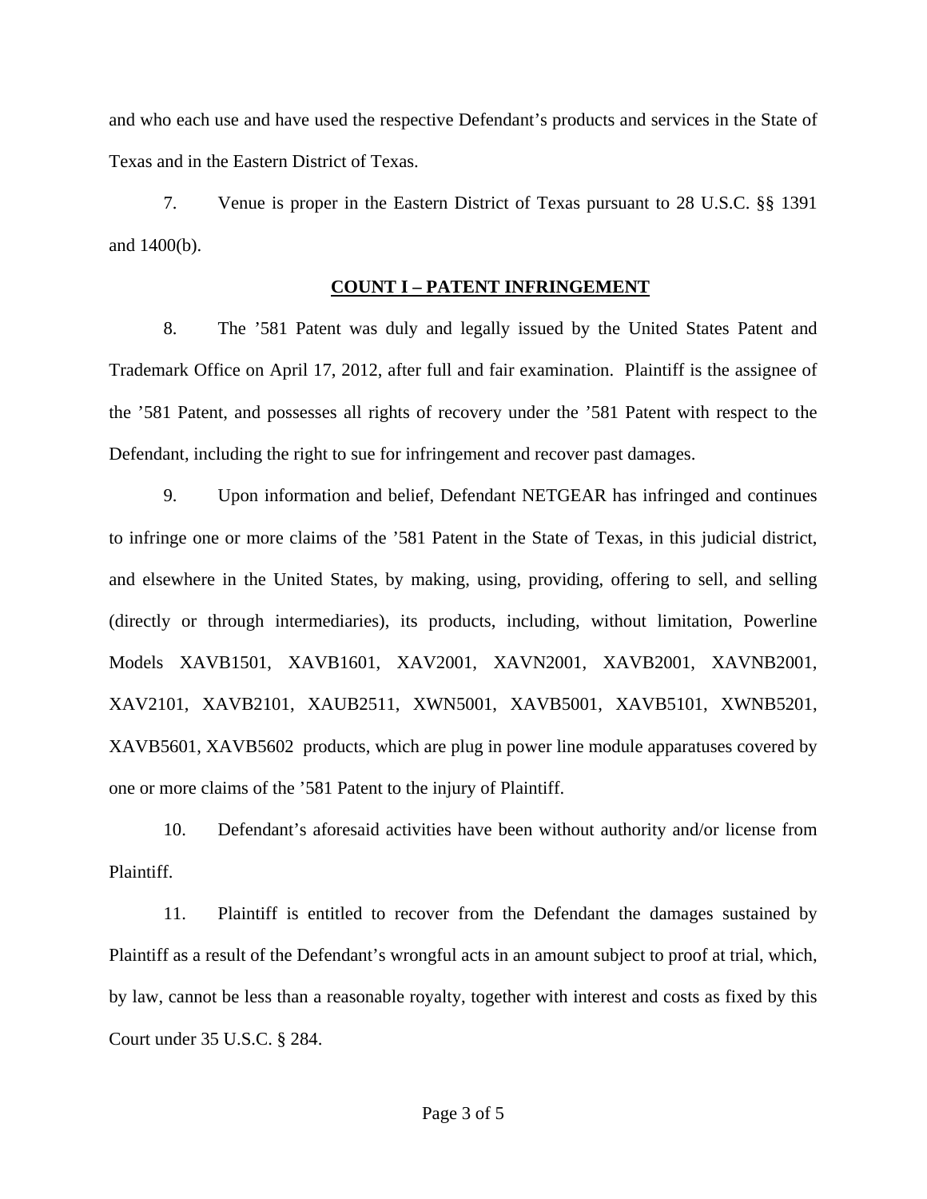and who each use and have used the respective Defendant's products and services in the State of Texas and in the Eastern District of Texas.

7. Venue is proper in the Eastern District of Texas pursuant to 28 U.S.C. §§ 1391 and 1400(b).

**COUNT I – PATENT INFRINGEMENT**

8. The '581 Patent was duly and legally issued by the United States Patent and Trademark Office on April 17, 2012, after full and fair examination. Plaintiff is the assignee of the '581 Patent, and possesses all rights of recovery under the '581 Patent with respect to the Defendant, including the right to sue for infringement and recover past damages.

9. Upon information and belief, Defendant NETGEAR has infringed and continues to infringe one or more claims of the '581 Patent in the State of Texas, in this judicial district, and elsewhere in the United States, by making, using, providing, offering to sell, and selling (directly or through intermediaries), its products, including, without limitation, Powerline Models XAVB1501, XAVB1601, XAV2001, XAVN2001, XAVB2001, XAVNB2001, XAV2101, XAVB2101, XAUB2511, XWN5001, XAVB5001, XAVB5101, XWNB5201, XAVB5601, XAVB5602 products, which are plug in power line module apparatuses covered by one or more claims of the '581 Patent to the injury of Plaintiff.

10. Defendant's aforesaid activities have been without authority and/or license from Plaintiff.

11. Plaintiff is entitled to recover from the Defendant the damages sustained by Plaintiff as a result of the Defendant's wrongful acts in an amount subject to proof at trial, which, by law, cannot be less than a reasonable royalty, together with interest and costs as fixed by this Court under 35 U.S.C. § 284.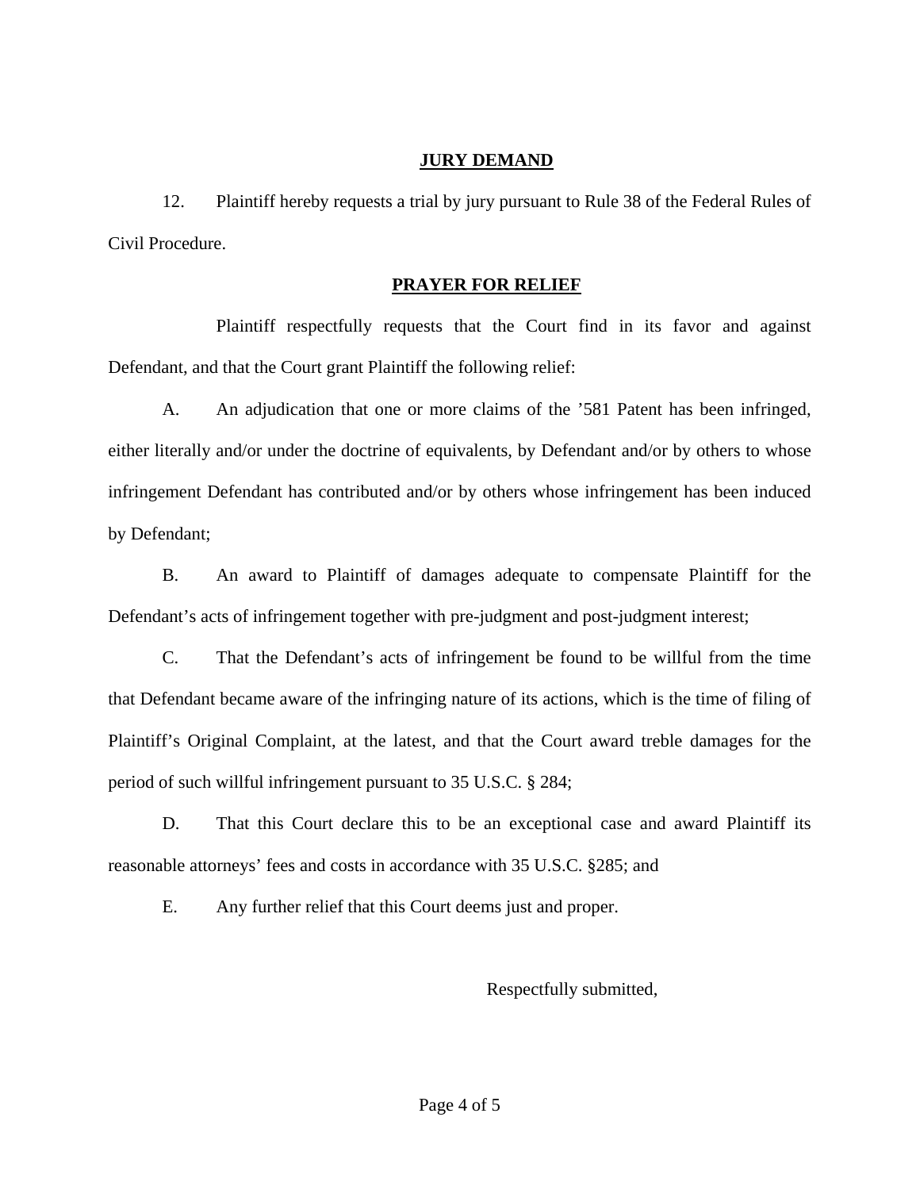## JURY DEMAND

12. Plaintiff hereby requests a trial by jury pursuant to Rule 38 of the Federal Rules of Civil Procedure.

## PRAYER FOR RELIEF

Plaintiff respectfully requests that the Court find in its favor and against Defendant, and that the Court grant Plaintiff the following relief:

A. An adjudication that one or more claims of the ’581 Patent has been infringed, either literally and/or under the doctrine of equivalents, by Defendant and/or by others to whose infringement Defendant has contributed and/or by others whose infringement has been induced by Defendant;

B. An award to Plaintiff of damages adequate to compensate Plaintiff for the Defendant’s acts of infringement together with pre-judgment and post-judgment interest;

C. That the Defendant’s acts of infringement be found to be willful from the time that Defendant became aware of the infringing nature of its actions, which is the time of filing of Plaintiff’s Original Complaint, at the latest, and that the Court award treble damages for the period of such willful infringement pursuant to 35 U.S.C. § 284;

D. That this Court declare this to be an exceptional case and award Plaintiff its reasonable attorneys’ fees and costs in accordance with 35 U.S.C. §285; and

E. Any further relief that this Court deems just and proper.

Respectfully submitted,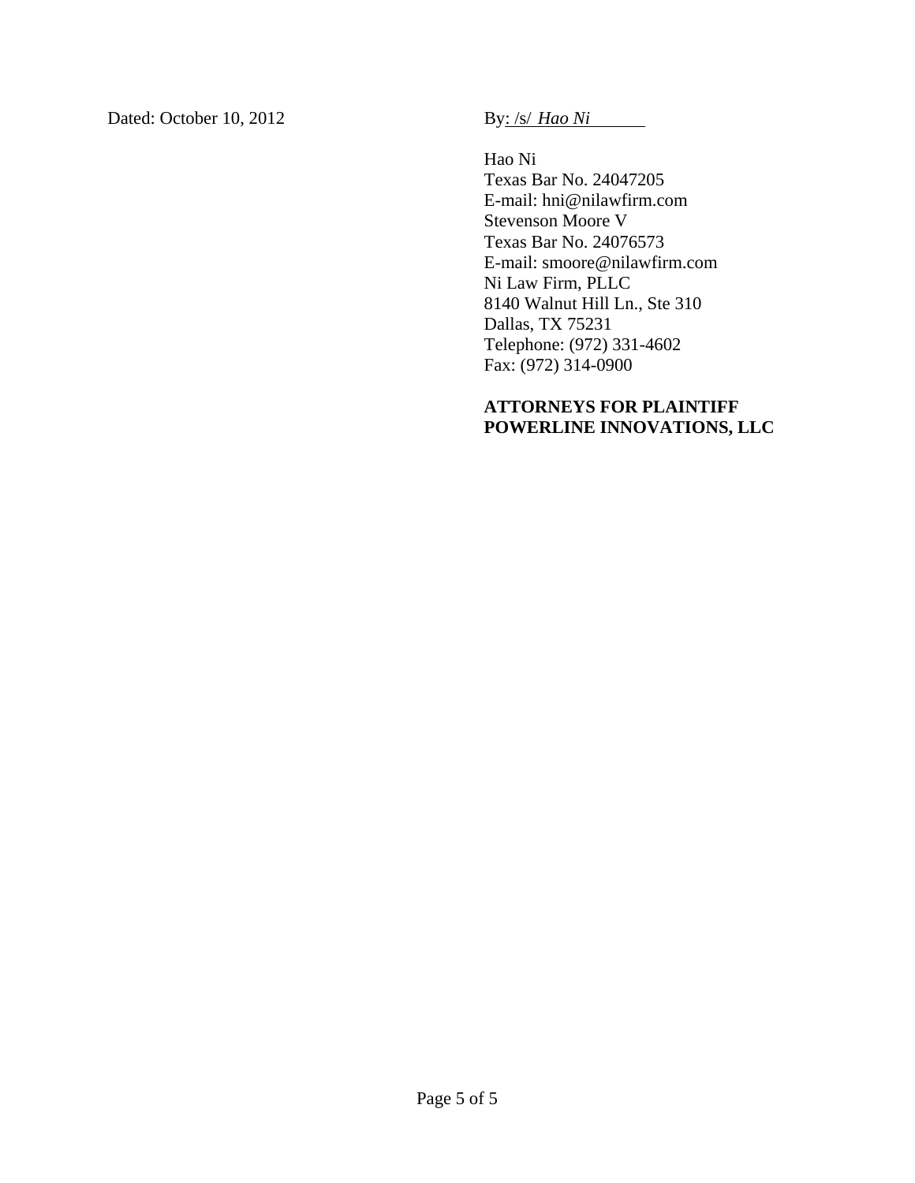Dated: October 10, 2012

By: /s/ *Hao Ni*

Hao Ni
Texas Bar No. 24047205
E-mail: hni@nilawfirm.com
Stevenson Moore V
Texas Bar No. 24076573
E-mail: smoore@nilawfirm.com
Ni Law Firm, PLLC
8140 Walnut Hill Ln., Ste 310
Dallas, TX 75231
Telephone: (972) 331-4602
Fax: (972) 314-0900

**ATTORNEYS FOR PLAINTIFF POWERLINE INNOVATIONS, LLC**